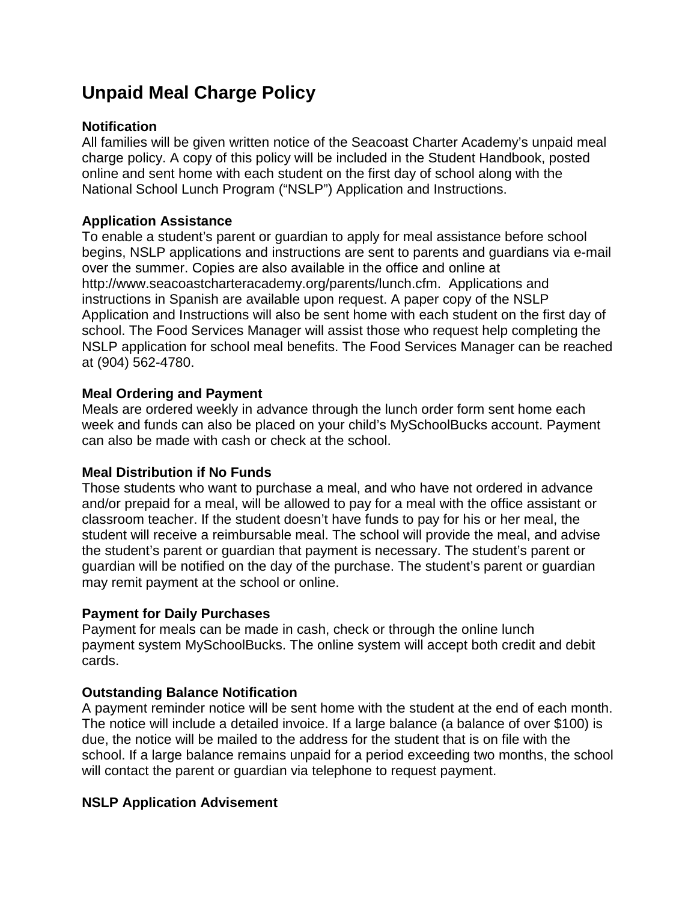# Unpaid Meal Charge Policy

### Notification

All families will be given written notice of the Seacoast Charter Academy's unpaid meal charge policy. A copy of this policy will be included in the Student Handbook, posted online and sent home with each student on the first day of school along with the National School Lunch Program ("NSLP") Application and Instructions.

### Application Assistance

To enable a student's parent or guardian to apply for meal assistance before school begins, NSLP applications and instructions are sent to parents and guardians via e-mail over the summer. Copies are also available in the office and online at http://www.seacoastcharteracademy.org/parents/lunch.cfm. Applications and instructions in Spanish are available upon request. A paper copy of the NSLP Application and Instructions will also be sent home with each student on the first day of school. The Food Services Manager will assist those who request help completing the NSLP application for school meal benefits. The Food Services Manager can be reached at (904) 562-4780.

### Meal Ordering and Payment

Meals are ordered weekly in advance through the lunch order form sent home each week and funds can also be placed on your child's MySchoolBucks account. Payment can also be made with cash or check at the school.

### Meal Distribution if No Funds

Those students who want to purchase a meal, and who have not ordered in advance and/or prepaid for a meal, will be allowed to pay for a meal with the office assistant or classroom teacher. If the student doesn't have funds to pay for his or her meal, the student will receive a reimbursable meal. The school will provide the meal, and advise the student's parent or guardian that payment is necessary. The student's parent or guardian will be notified on the day of the purchase. The student's parent or guardian may remit payment at the school or online.

### Payment for Daily Purchases

Payment for meals can be made in cash, check or through the online lunch payment system MySchoolBucks. The online system will accept both credit and debit cards.

### Outstanding Balance Notification

A payment reminder notice will be sent home with the student at the end of each month. The notice will include a detailed invoice. If a large balance (a balance of over $100) is due, the notice will be mailed to the address for the student that is on file with the school. If a large balance remains unpaid for a period exceeding two months, the school will contact the parent or guardian via telephone to request payment.

### NSLP Application Advisement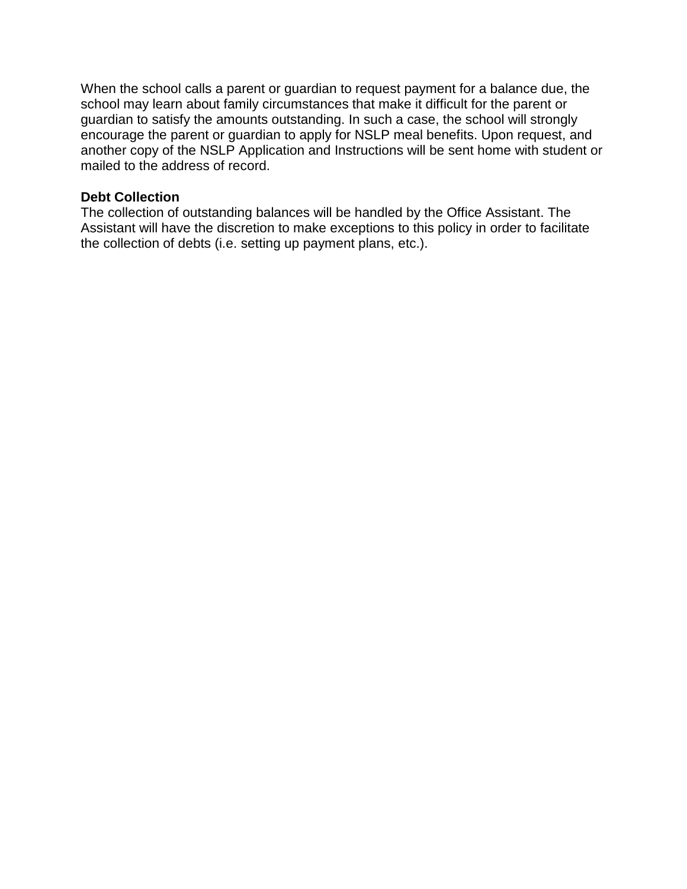When the school calls a parent or guardian to request payment for a balance due, the school may learn about family circumstances that make it difficult for the parent or guardian to satisfy the amounts outstanding. In such a case, the school will strongly encourage the parent or guardian to apply for NSLP meal benefits. Upon request, and another copy of the NSLP Application and Instructions will be sent home with student or mailed to the address of record.

**Debt Collection**

The collection of outstanding balances will be handled by the Office Assistant. The Assistant will have the discretion to make exceptions to this policy in order to facilitate the collection of debts (i.e. setting up payment plans, etc.).